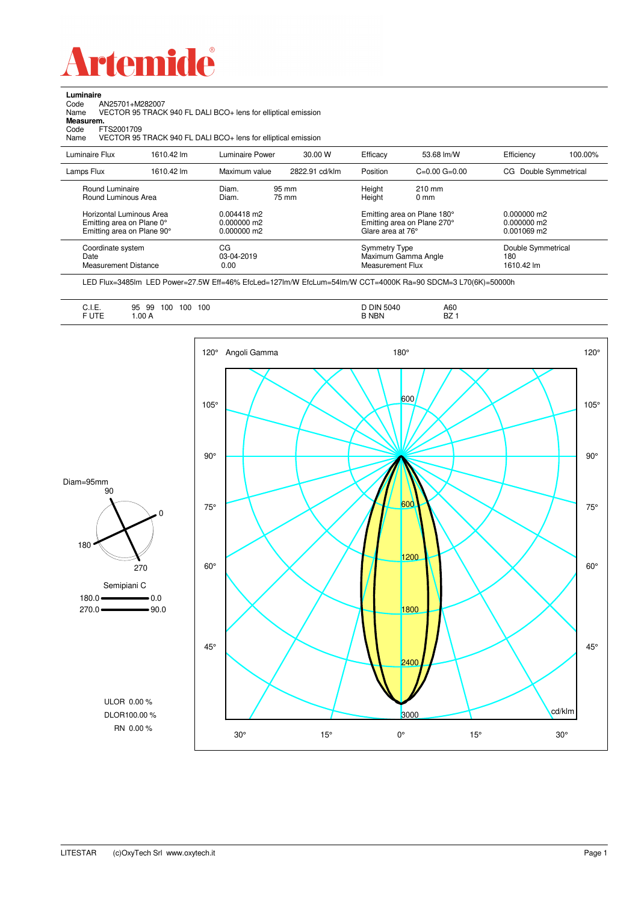# Artemide

**Luminaire**

Code AN25701+M282007

Name VECTOR 95 TRACK 940 FL DALI BCO+ lens for elliptical emission

**Measurem.**

Code FTS2001709

Name VECTOR 95 TRACK 940 FL DALI BCO+ lens for elliptical emission

| | | | | | | | |
|---|---|---|---|---|---|---|---|
| Luminaire Flux | 1610.42 lm | Luminaire Power | 30.00 W | Efficacy | 53.68 lm/W | Efficiency | 100.00% |
| Lamps Flux | 1610.42 lm | Maximum value | 2822.91 cd/klm | Position | C=0.00 G=0.00 | CG Double Symmetrical | |

| | | | | | | |
|---|---|---|---|---|---|---|
| Round Luminaire | Diam. | 95 mm | Height | 210 mm | | |
| Round Luminous Area | Diam. | 75 mm | Height | 0 mm | | |
| Horizontal Luminous Area | 0.004418 m2 | | Emitting area on Plane 180° | | 0.000000 m2 | |
| Emitting area on Plane 0° | 0.000000 m2 | | Emitting area on Plane 270° | | 0.000000 m2 | |
| Emitting area on Plane 90° | 0.000000 m2 | | Glare area at 76° | | 0.001069 m2 | |

| | | | |
|---|---|---|---|
| Coordinate system | CG | Symmetry Type | Double Symmetrical |
| Date | 03-04-2019 | Maximum Gamma Angle | 180 |
| Measurement Distance | 0.00 | Measurement Flux | 1610.42 lm |

LED Flux=3485lm LED Power=27.5W Eff=46% EfcLed=127lm/W EfcLum=54lm/W CCT=4000K Ra=90 SDCM=3 L70(6K)=50000h

| | | | |
|---|---|---|---|
| C.I.E. | 95 99 100 100 100 | D DIN 5040 | A60 |
| F UTE | 1.00 A | B NBN | BZ 1 |

Diam=95mm

90
0
180
270

Semipiani C

180.0 — 0.0

270.0 — 90.0

ULOR 0.00 %

DLOR100.00 %

RN 0.00 %

120° Angoli Gamma 180° 120°

105° 105°

90° 90°

75° 75°

60° 60°

45° 45°

600
600
1200
1800
2400
3000
cd/klm

30° 15° 0° 15° 30°

LITESTAR (c)OxyTech Srl www.oxytech.it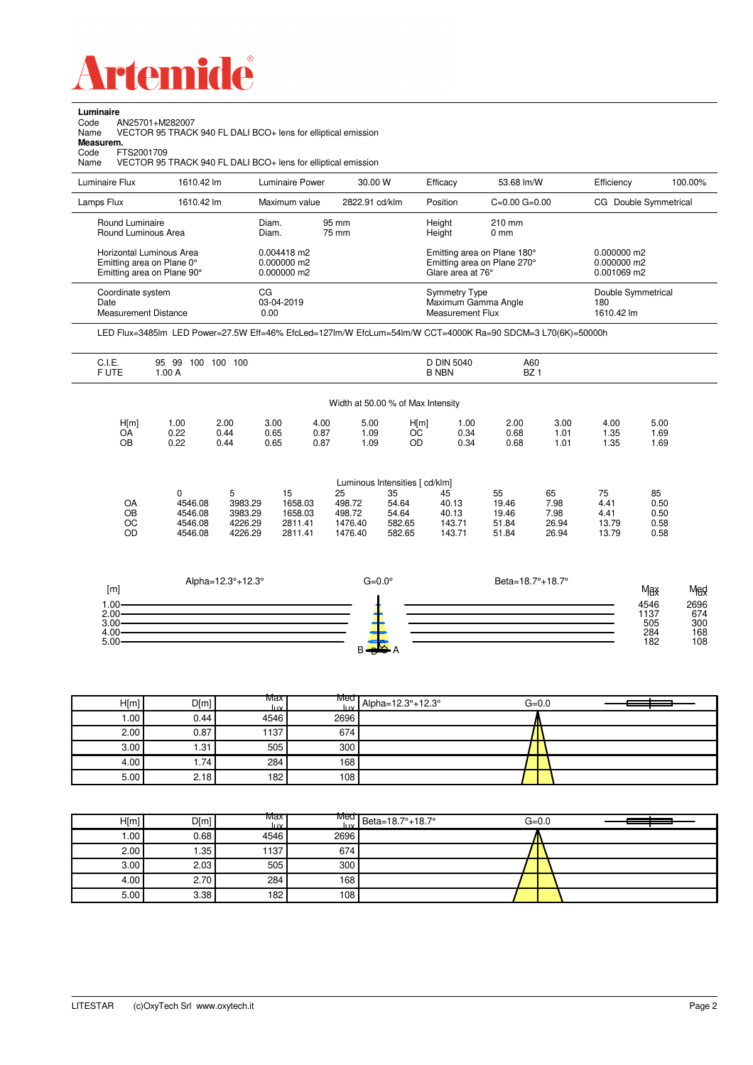Artemide

**Luminaire**

Code AN25701+M282007

Name VECTOR 95 TRACK 940 FL DALI BCO+ lens for elliptical emission

**Measurem.**

Code FTS2001709

Name VECTOR 95 TRACK 940 FL DALI BCO+ lens for elliptical emission

| | | | | | | | |
|---|---|---|---|---|---|---|---|
| Luminaire Flux | 1610.42 lm | Luminaire Power | 30.00 W | Efficacy | 53.68 lm/W | Efficiency | 100.00% |
| Lamps Flux | 1610.42 lm | Maximum value | 2822.91 cd/klm | Position | C=0.00 G=0.00 | CG Double Symmetrical | |

| | | | | | |
|---|---|---|---|---|---|
| Round Luminaire | Diam. | 95 mm | Height | 210 mm | |
| Round Luminous Area | Diam. | 75 mm | Height | 0 mm | |
| Horizontal Luminous Area | 0.004418 m2 | | Emitting area on Plane 180° | 0.000000 m2 | |
| Emitting area on Plane 0° | 0.000000 m2 | | Emitting area on Plane 270° | 0.000000 m2 | |
| Emitting area on Plane 90° | 0.000000 m2 | | Glare area at 76° | 0.001069 m2 | |
| Coordinate system | CG | | Symmetry Type | Double Symmetrical | |
| Date | 03-04-2019 | | Maximum Gamma Angle | 180 | |
| Measurement Distance | 0.00 | | Measurement Flux | 1610.42 lm | |

LED Flux=3485lm LED Power=27.5W Eff=46% EfcLed=127lm/W EfcLum=54lm/W CCT=4000K Ra=90 SDCM=3 L70(6K)=50000h

| | | | |
|---|---|---|---|
| C.I.E. | 95 99 100 100 100 | D DIN 5040 | A60 |
| F UTE | 1.00 A | B NBN | BZ 1 |

Width at 50.00 % of Max Intensity

| H[m] | 1.00 | 2.00 | 3.00 | 4.00 | 5.00 | H[m] | 1.00 | 2.00 | 3.00 | 4.00 | 5.00 |
|---|---|---|---|---|---|---|---|---|---|---|---|
| OA | 0.22 | 0.44 | 0.65 | 0.87 | 1.09 | OC | 0.34 | 0.68 | 1.01 | 1.35 | 1.69 |
| OB | 0.22 | 0.44 | 0.65 | 0.87 | 1.09 | OD | 0.34 | 0.68 | 1.01 | 1.35 | 1.69 |

Luminous Intensities [ cd/klm]

| | 0 | 5 | 15 | 25 | 35 | 45 | 55 | 65 | 75 | 85 |
|---|---|---|---|---|---|---|---|---|---|---|
| OA | 4546.08 | 3983.29 | 1658.03 | 498.72 | 54.64 | 40.13 | 19.46 | 7.98 | 4.41 | 0.50 |
| OB | 4546.08 | 3983.29 | 1658.03 | 498.72 | 54.64 | 40.13 | 19.46 | 7.98 | 4.41 | 0.50 |
| OC | 4546.08 | 4226.29 | 2811.41 | 1476.40 | 582.65 | 143.71 | 51.84 | 26.94 | 13.79 | 0.58 |
| OD | 4546.08 | 4226.29 | 2811.41 | 1476.40 | 582.65 | 143.71 | 51.84 | 26.94 | 13.79 | 0.58 |

[m]
Alpha=12.3°+12.3°
G=0.0°
Beta=18.7°+18.7°
Max lux
Med lux
1.00 4546 2696
2.00 1137 674
3.00 505 300
4.00 284 168
5.00 182 108
B D C A

| H[m] | D[m] | Max lux | Med lux | Alpha=12.3°+12.3° | G=0.0 |
|---|---|---|---|---|---|
| 1.00 | 0.44 | 4546 | 2696 | | |
| 2.00 | 0.87 | 1137 | 674 | | |
| 3.00 | 1.31 | 505 | 300 | | |
| 4.00 | 1.74 | 284 | 168 | | |
| 5.00 | 2.18 | 182 | 108 | | |

| H[m] | D[m] | Max lux | Med lux | Beta=18.7°+18.7° | G=0.0 |
|---|---|---|---|---|---|
| 1.00 | 0.68 | 4546 | 2696 | | |
| 2.00 | 1.35 | 1137 | 674 | | |
| 3.00 | 2.03 | 505 | 300 | | |
| 4.00 | 2.70 | 284 | 168 | | |
| 5.00 | 3.38 | 182 | 108 | | |

LITESTAR (c)OxyTech Srl www.oxytech.it